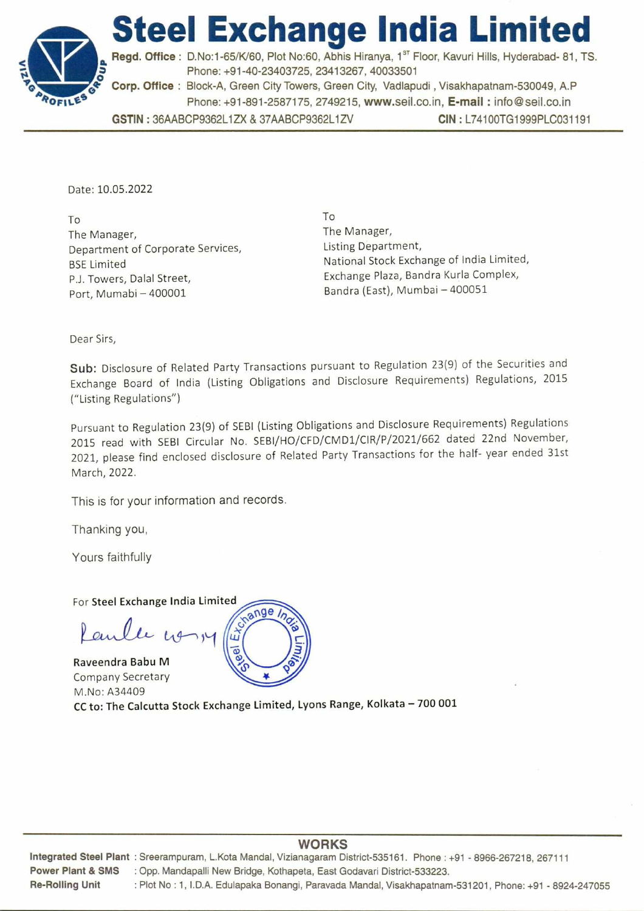# Steel Exchange India Limited

**Regd. Office :** D.No:1-65/K/60, Plot No:60, Abhis Hiranya, 1ST Floor, Kavuri Hills, Hyderabad- 81, TS.
Phone: +91-40-23403725, 23413267, 40033501

**Corp. Office :** Block-A, Green City Towers, Green City, Vadlapudi , Visakhapatnam-530049, A.P
Phone: +91-891-2587175, 2749215, **www.seil.co.in**, **E-mail :** info@seil.co.in

**GSTIN :** 36AABCP9362L1ZX & 37AABCP9362L1ZV **CIN :** L74100TG1999PLC031191

Date: 10.05.2022

To
The Manager,
Department of Corporate Services,
BSE Limited
P.J. Towers, Dalal Street,
Port, Mumabi – 400001

To
The Manager,
Listing Department,
National Stock Exchange of India Limited,
Exchange Plaza, Bandra Kurla Complex,
Bandra (East), Mumbai – 400051

Dear Sirs,

**Sub:** Disclosure of Related Party Transactions pursuant to Regulation 23(9) of the Securities and Exchange Board of India (Listing Obligations and Disclosure Requirements) Regulations, 2015 ("Listing Regulations")

Pursuant to Regulation 23(9) of SEBI (Listing Obligations and Disclosure Requirements) Regulations 2015 read with SEBI Circular No. SEBI/HO/CFD/CMD1/CIR/P/2021/662 dated 22nd November, 2021, please find enclosed disclosure of Related Party Transactions for the half- year ended 31st March, 2022.

This is for your information and records.

Thanking you,

Yours faithfully

For **Steel Exchange India Limited**

**Raveendra Babu M**
Company Secretary
M.No: A34409

**CC to: The Calcutta Stock Exchange Limited, Lyons Range, Kolkata – 700 001**

## WORKS

**Integrated Steel Plant** : Sreerampuram, L.Kota Mandal, Vizianagaram District-535161. Phone : +91 - 8966-267218, 267111
**Power Plant & SMS** : Opp. Mandapalli New Bridge, Kothapeta, East Godavari District-533223.
**Re-Rolling Unit** : Plot No : 1, I.D.A. Edulapaka Bonangi, Paravada Mandal, Visakhapatnam-531201, Phone: +91 - 8924-247055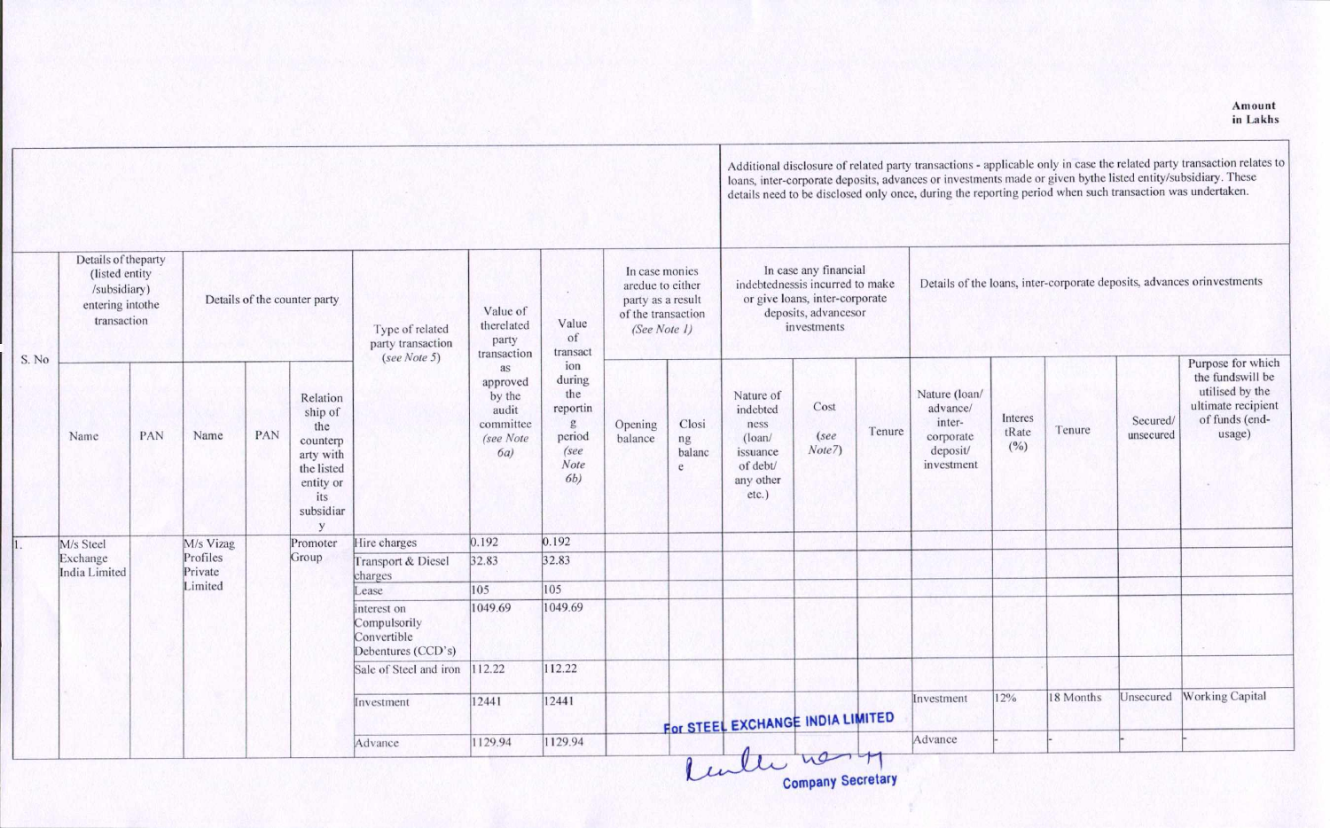Amount in Lakhs

| S. No | Details of theparty (listed entity /subsidiary) entering intothe transaction | | Details of the counter party | | | Type of related party transaction (see Note 5) | Value of therelated party transaction as approved by the audit committee (see Note 6a) | Value of transaction during the reporting period (see Note 6b) | In case monies aredue to either party as a result of the transaction (See Note 1) | | Additional disclosure of related party transactions - applicable only in case the related party transaction relates to loans, inter-corporate deposits, advances or investments made or given bythe listed entity/subsidiary. These details need to be disclosed only once, during the reporting period when such transaction was undertaken. In case any financial indebtednessis incurred to make or give loans, inter-corporate deposits, advancesor investments | | | Details of the loans, inter-corporate deposits, advances orinvestments | | | | |
|---|---|---|---|---|---|---|---|---|---|---|---|---|---|---|---|---|---|---|
| | Name | PAN | Name | PAN | Relation ship of the counterparty with the listed entity or its subsidiary | | | | Opening balance | Closing balance | Nature of indebtedness (loan/ issuance of debt/ any other etc.) | Cost (see Note7) | Tenure | Nature (loan/ advance/ inter-corporate deposit/ investment | InterestRate (%) | Tenure | Secured/ unsecured | Purpose for which the fundswill be utilised by the ultimate recipient of funds (end-usage) |
| 1. | M/s Steel Exchange India Limited | | M/s Vizag Profiles Private Limited | | Promoter Group | Hire charges | 0.192 | 0.192 | | | | | | | | | | |
| | | | | | | Transport & Diesel charges | 32.83 | 32.83 | | | | | | | | | | |
| | | | | | | Lease | 105 | 105 | | | | | | | | | | |
| | | | | | | interest on Compulsorily Convertible Debentures (CCD's) | 1049.69 | 1049.69 | | | | | | | | | | |
| | | | | | | Sale of Steel and iron | 112.22 | 112.22 | | | | | | | | | | |
| | | | | | | Investment | 12441 | 12441 | | | | | | Investment | 12% | 18 Months | Unsecured | Working Capital |
| | | | | | | Advance | 1129.94 | 1129.94 | | | | | | Advance | - | - | - | - |

For STEEL EXCHANGE INDIA LIMITED

Company Secretary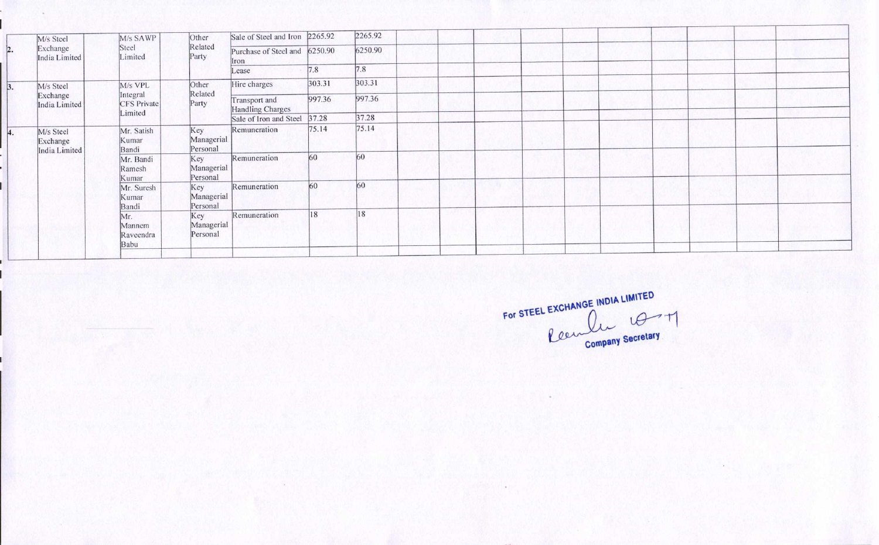| | | | | | | | | | | | | | | | | | | |
|---|---|---|---|---|---|---|---|---|---|---|---|---|---|---|---|---|---|---|
| 2. | M/s Steel Exchange India Limited | | M/s SAWP Steel Limited | | Other Related Party | Sale of Steel and Iron | 2265.92 | 2265.92 | | | | | | | | | | |
| | | | | | | Purchase of Steel and Iron | 6250.90 | 6250.90 | | | | | | | | | | |
| | | | | | | Lease | 7.8 | 7.8 | | | | | | | | | | |
| 3. | M/s Steel Exchange India Limited | | M/s VPL Integral CFS Private Limited | | Other Related Party | Hire charges | 303.31 | 303.31 | | | | | | | | | | |
| | | | | | | Transport and Handling Charges | 997.36 | 997.36 | | | | | | | | | | |
| | | | | | | Sale of Iron and Steel | 37.28 | 37.28 | | | | | | | | | | |
| 4. | M/s Steel Exchange India Limited | | Mr. Satish Kumar Bandi | | Key Managerial Personal | Remuneration | 75.14 | 75.14 | | | | | | | | | | |
| | | | Mr. Bandi Ramesh Kumar | | Key Managerial Personal | Remuneration | 60 | 60 | | | | | | | | | | |
| | | | Mr. Suresh Kumar Bandi | | Key Managerial Personal | Remuneration | 60 | 60 | | | | | | | | | | |
| | | | Mr. Mannem Raveendra Babu | | Key Managerial Personal | Remuneration | 18 | 18 | | | | | | | | | | |

For STEEL EXCHANGE INDIA LIMITED

Company Secretary